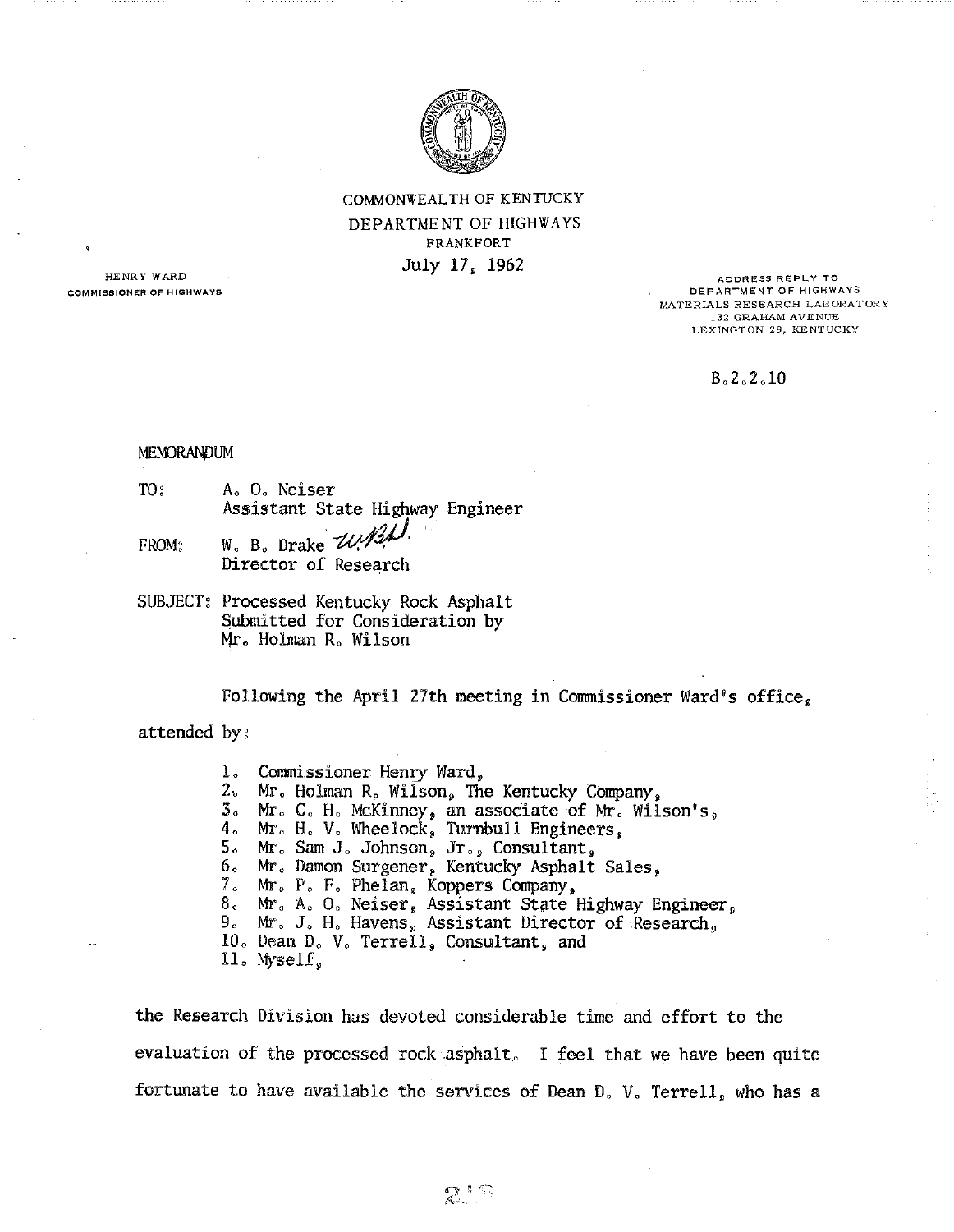COMMONWEALTH OF KENTUCKY
DEPARTMENT OF HIGHWAYS
FRANKFORT
July 17, 1962

HENRY WARD
COMMISSIONER OF HIGHWAYS

ADDRESS REPLY TO
DEPARTMENT OF HIGHWAYS
MATERIALS RESEARCH LABORATORY
132 GRAHAM AVENUE
LEXINGTON 29, KENTUCKY

B.2.2.10

MEMORANDUM

TO: A. O. Neiser
Assistant State Highway Engineer

FROM: W. B. Drake
Director of Research

SUBJECT: Processed Kentucky Rock Asphalt Submitted for Consideration by Mr. Holman R. Wilson

Following the April 27th meeting in Commissioner Ward's office, attended by:

1. Commissioner Henry Ward,
2. Mr. Holman R. Wilson, The Kentucky Company,
3. Mr. C. H. McKinney, an associate of Mr. Wilson's,
4. Mr. H. V. Wheelock, Turnbull Engineers,
5. Mr. Sam J. Johnson, Jr., Consultant,
6. Mr. Damon Surgener, Kentucky Asphalt Sales,
7. Mr. P. F. Phelan, Koppers Company,
8. Mr. A. O. Neiser, Assistant State Highway Engineer,
9. Mr. J. H. Havens, Assistant Director of Research,
10. Dean D. V. Terrell, Consultant, and
11. Myself,

the Research Division has devoted considerable time and effort to the evaluation of the processed rock asphalt. I feel that we have been quite fortunate to have available the services of Dean D. V. Terrell, who has a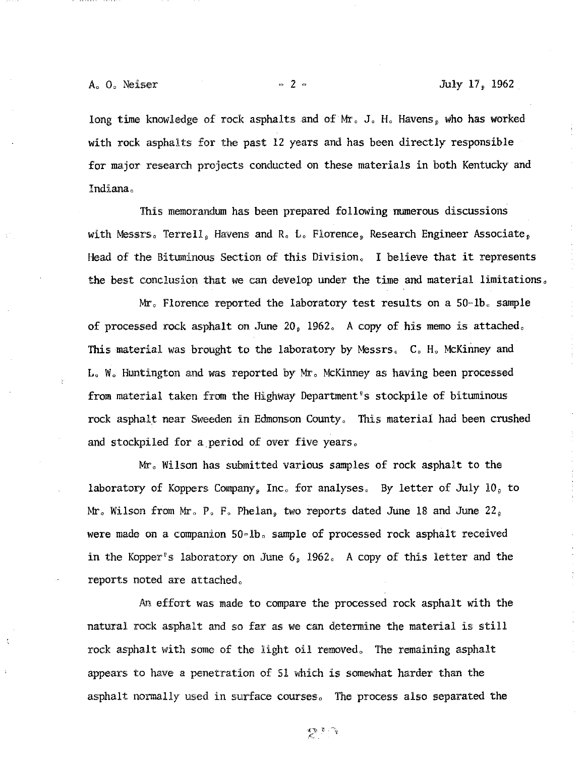long time knowledge of rock asphalts and of Mr. J. H. Havens, who has worked with rock asphalts for the past 12 years and has been directly responsible for major research projects conducted on these materials in both Kentucky and Indiana.

This memorandum has been prepared following numerous discussions with Messrs. Terrell, Havens and R. L. Florence, Research Engineer Associate, Head of the Bituminous Section of this Division. I believe that it represents the best conclusion that we can develop under the time and material limitations.

Mr. Florence reported the laboratory test results on a 50-lb. sample of processed rock asphalt on June 20, 1962. A copy of his memo is attached. This material was brought to the laboratory by Messrs. C. H. McKinney and L. W. Huntington and was reported by Mr. McKinney as having been processed from material taken from the Highway Department's stockpile of bituminous rock asphalt near Sweeden in Edmonson County. This material had been crushed and stockpiled for a period of over five years.

Mr. Wilson has submitted various samples of rock asphalt to the laboratory of Koppers Company, Inc. for analyses. By letter of July 10, to Mr. Wilson from Mr. P. F. Phelan, two reports dated June 18 and June 22, were made on a companion 50-lb. sample of processed rock asphalt received in the Kopper's laboratory on June 6, 1962. A copy of this letter and the reports noted are attached.

An effort was made to compare the processed rock asphalt with the natural rock asphalt and so far as we can determine the material is still rock asphalt with some of the light oil removed. The remaining asphalt appears to have a penetration of 51 which is somewhat harder than the asphalt normally used in surface courses. The process also separated the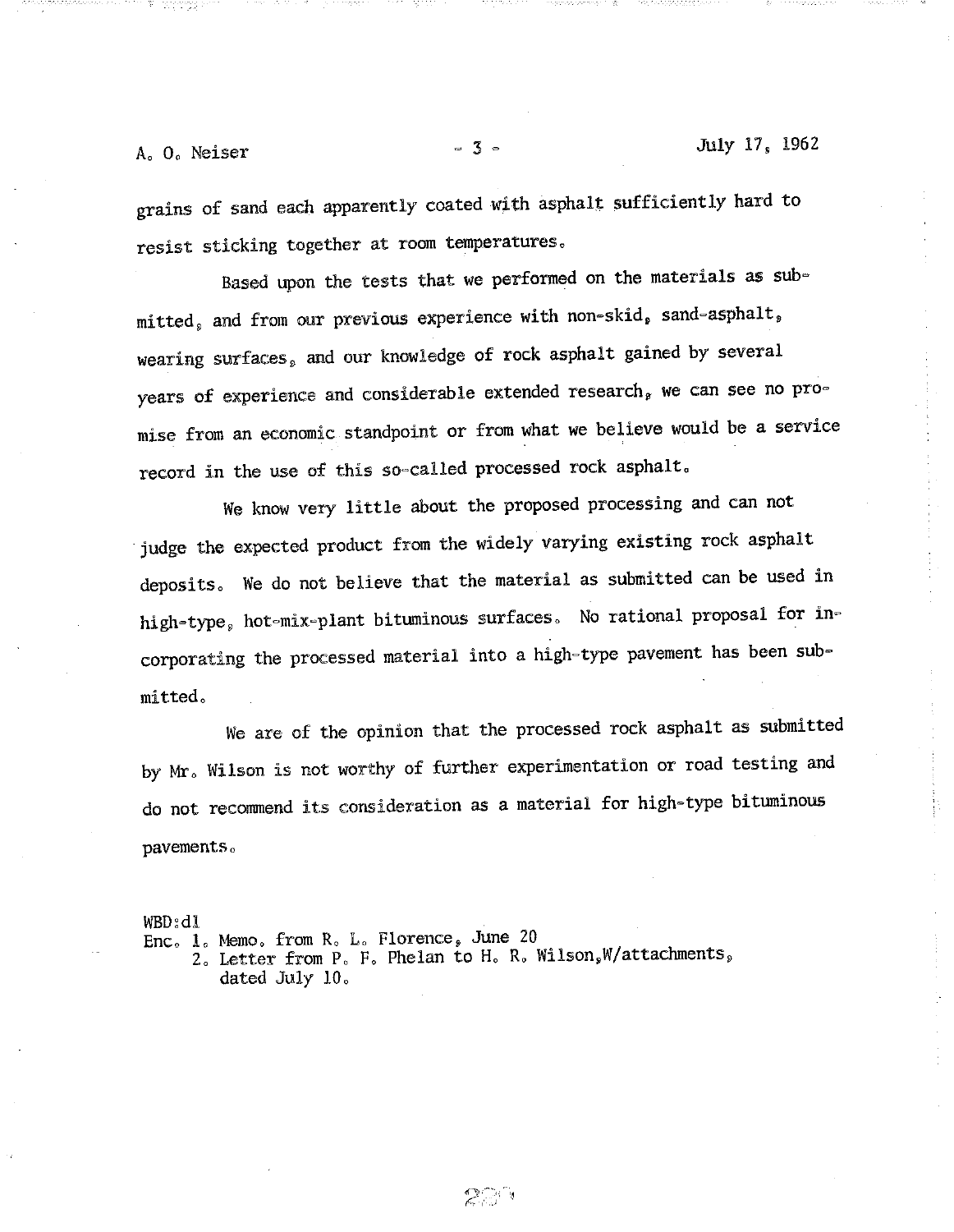grains of sand each apparently coated with asphalt sufficiently hard to resist sticking together at room temperatures.

Based upon the tests that we performed on the materials as submitted, and from our previous experience with non-skid, sand-asphalt, wearing surfaces, and our knowledge of rock asphalt gained by several years of experience and considerable extended research, we can see no promise from an economic standpoint or from what we believe would be a service record in the use of this so-called processed rock asphalt.

We know very little about the proposed processing and can not judge the expected product from the widely varying existing rock asphalt deposits. We do not believe that the material as submitted can be used in high-type, hot-mix-plant bituminous surfaces. No rational proposal for incorporating the processed material into a high-type pavement has been submitted.

We are of the opinion that the processed rock asphalt as submitted by Mr. Wilson is not worthy of further experimentation or road testing and do not recommend its consideration as a material for high-type bituminous pavements.

WBD:dl

Enc. 1. Memo. from R. L. Florence, June 20

2. Letter from P. F. Phelan to H. R. Wilson, W/attachments, dated July 10.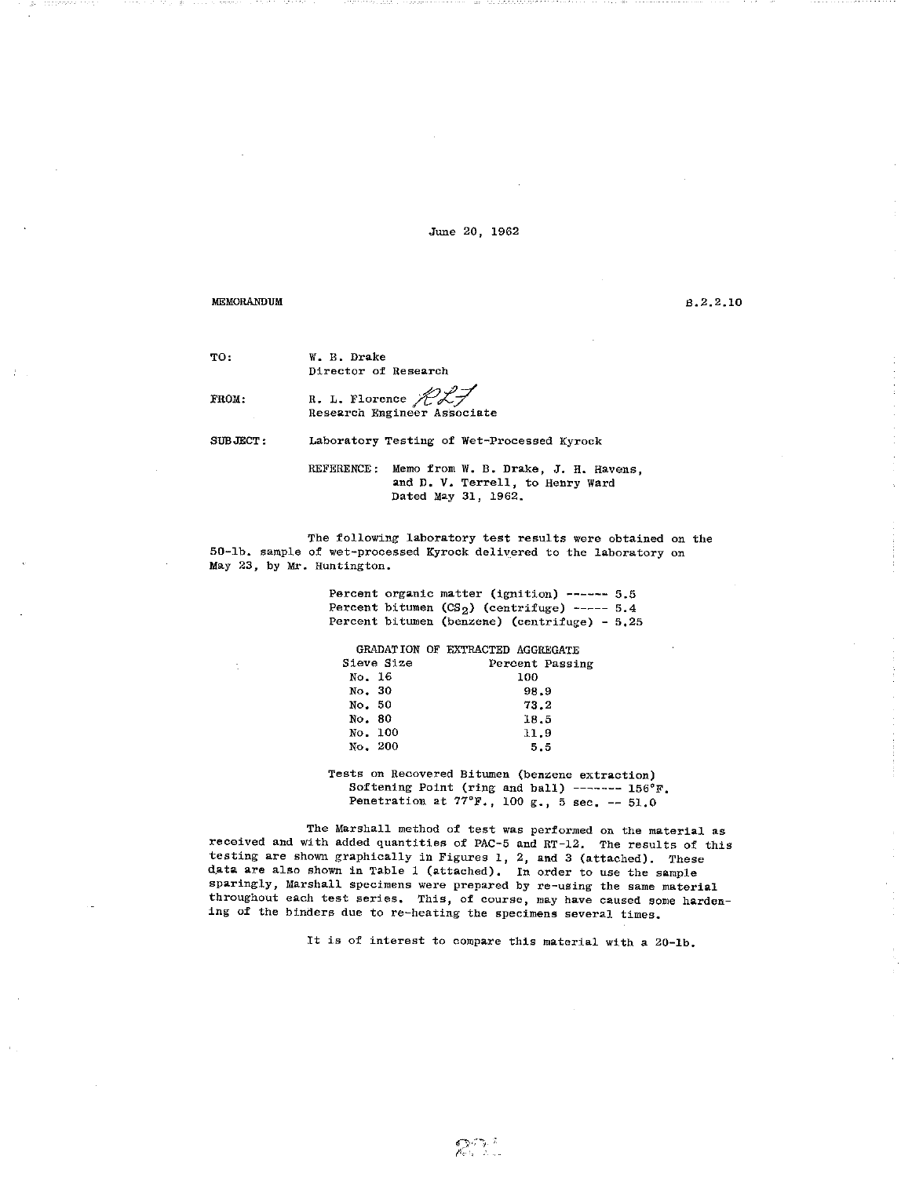June 20, 1962

MEMORANDUM

B.2.2.10

TO: W. B. Drake
Director of Research

FROM: R. L. Florence *RLF*
Research Engineer Associate

SUBJECT: Laboratory Testing of Wet-Processed Kyrock

REFERENCE: Memo from W. B. Drake, J. H. Havens, and D. V. Terrell, to Henry Ward Dated May 31, 1962.

The following laboratory test results were obtained on the 50-lb. sample of wet-processed Kyrock delivered to the laboratory on May 23, by Mr. Huntington.

Percent organic matter (ignition) ------ 5.5
Percent bitumen ($CS_2$) (centrifuge) ----- 5.4
Percent bitumen (benzene) (centrifuge) - 5.25

GRADATION OF EXTRACTED AGGREGATE

| Sieve Size | Percent Passing |
|---|---|
| No. 16 | 100 |
| No. 30 | 98.9 |
| No. 50 | 73.2 |
| No. 80 | 18.5 |
| No. 100 | 11.9 |
| No. 200 | 5.5 |

Tests on Recovered Bitumen (benzene extraction)
Softening Point (ring and ball) ------- 156°F.
Penetration at 77°F., 100 g., 5 sec. -- 51.0

The Marshall method of test was performed on the material as received and with added quantities of PAC-5 and RT-12. The results of this testing are shown graphically in Figures 1, 2, and 3 (attached). These data are also shown in Table 1 (attached). In order to use the sample sparingly, Marshall specimens were prepared by re-using the same material throughout each test series. This, of course, may have caused some hardening of the binders due to re-heating the specimens several times.

It is of interest to compare this material with a 20-lb.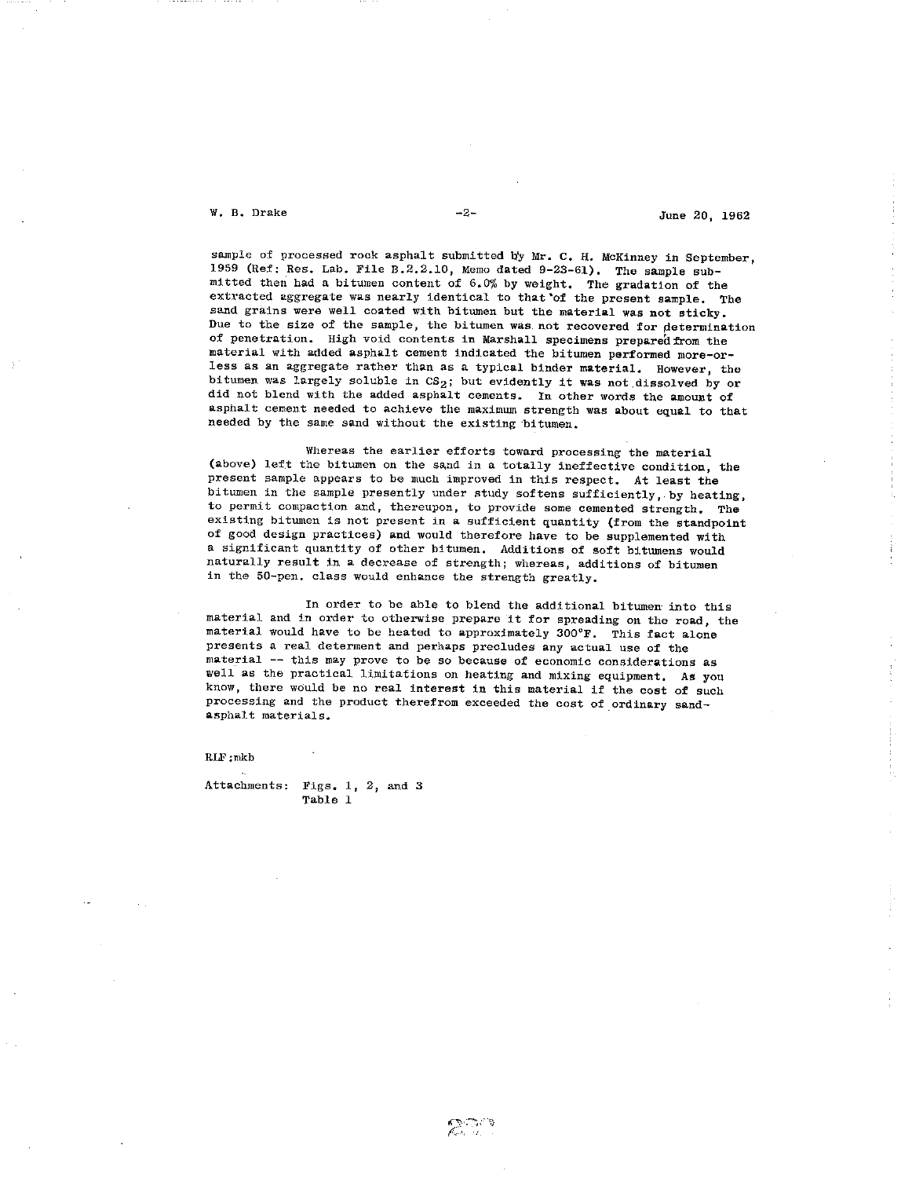sample of processed rock asphalt submitted by Mr. C. H. McKinney in September, 1959 (Ref: Res. Lab. File B.2.2.10, Memo dated 9-23-61). The sample submitted then had a bitumen content of 6.0% by weight. The gradation of the extracted aggregate was nearly identical to that of the present sample. The sand grains were well coated with bitumen but the material was not sticky. Due to the size of the sample, the bitumen was not recovered for determination of penetration. High void contents in Marshall specimens prepared from the material with added asphalt cement indicated the bitumen performed more-or-less as an aggregate rather than as a typical binder material. However, the bitumen was largely soluble in $CS_2$; but evidently it was not dissolved by or did not blend with the added asphalt cements. In other words the amount of asphalt cement needed to achieve the maximum strength was about equal to that needed by the same sand without the existing bitumen.

Whereas the earlier efforts toward processing the material (above) left the bitumen on the sand in a totally ineffective condition, the present sample appears to be much improved in this respect. At least the bitumen in the sample presently under study softens sufficiently, by heating, to permit compaction and, thereupon, to provide some cemented strength. The existing bitumen is not present in a sufficient quantity (from the standpoint of good design practices) and would therefore have to be supplemented with a significant quantity of other bitumen. Additions of soft bitumens would naturally result in a decrease of strength; whereas, additions of bitumen in the 50-pen. class would enhance the strength greatly.

In order to be able to blend the additional bitumen into this material and in order to otherwise prepare it for spreading on the road, the material would have to be heated to approximately 300°F. This fact alone presents a real determent and perhaps precludes any actual use of the material -- this may prove to be so because of economic considerations as well as the practical limitations on heating and mixing equipment. As you know, there would be no real interest in this material if the cost of such processing and the product therefrom exceeded the cost of ordinary sand-asphalt materials.

RLF:mkb

Attachments: Figs. 1, 2, and 3
Table 1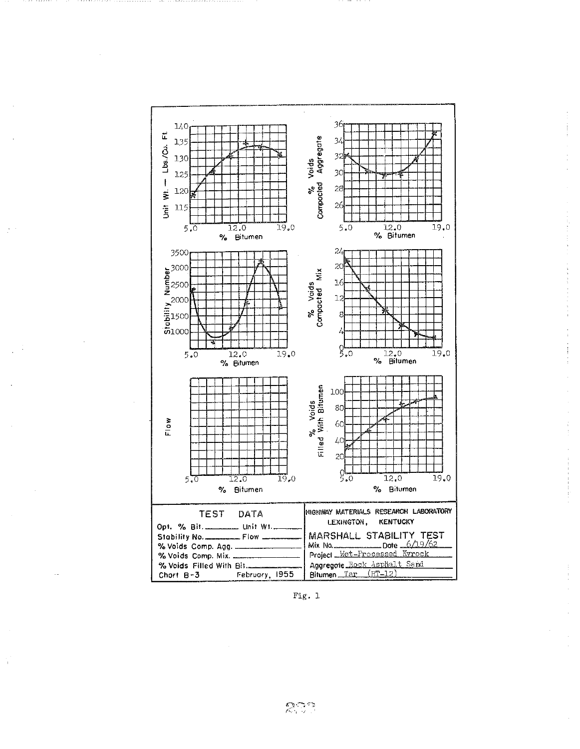| TEST DATA | | HIGHWAY MATERIALS RESEARCH LABORATORY LEXINGTON, KENTUCKY |
| --- | --- | --- |
| Opt. % Bit. | Unit Wt. | MARSHALL STABILITY TEST |
| Stability No. | Flow | Mix No. Date 6/19/62 |
| % Voids Comp. Agg. | | Project Wet-Processed Kyrock |
| % Voids Comp. Mix. | | Aggregate Rock Asphalt Sand |
| % Voids Filled With Bit. | | Bitumen Tar (RT-12) |
| Chart B-3 | February, 1955 | |

Fig. 1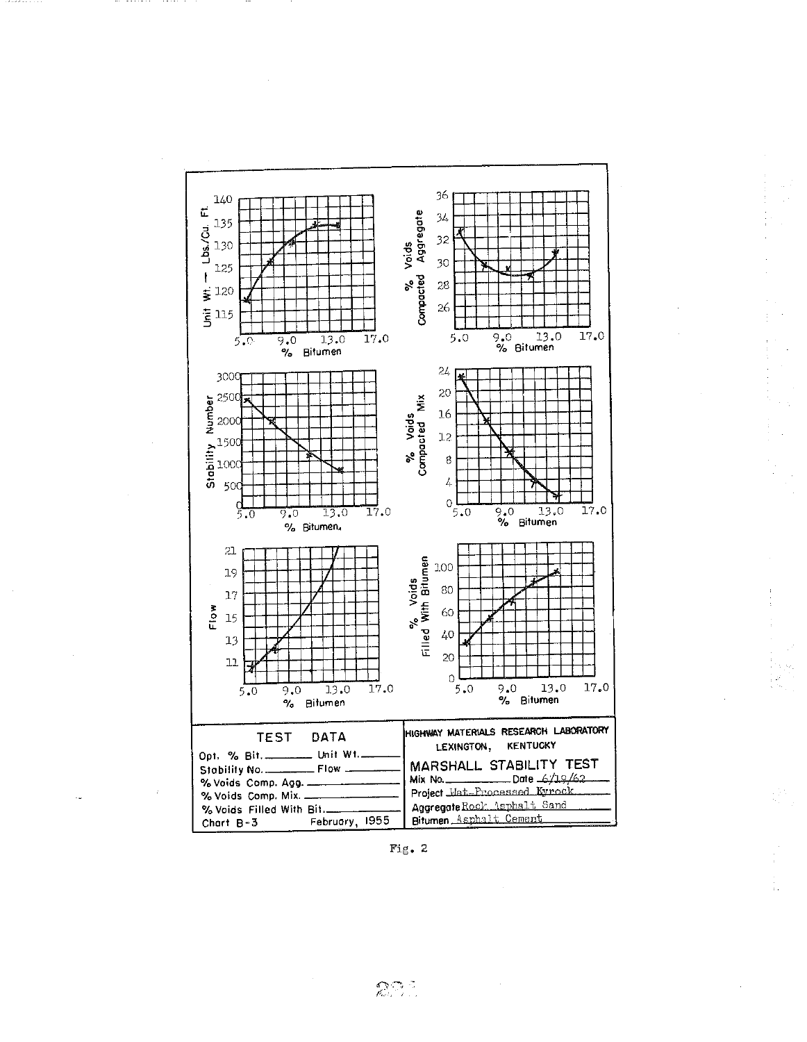| TEST DATA | |
| --- | --- |
| Opt. % Bit. ________ | Unit Wt. ________ |
| Stability No. ________ | Flow ________ |
| % Voids Comp. Agg. ________ | |
| % Voids Comp. Mix. ________ | |
| % Voids Filled With Bit. ________ | |
| Chart B-3 | February, 1955 |

**HIGHWAY MATERIALS RESEARCH LABORATORY**
LEXINGTON, KENTUCKY

**MARSHALL STABILITY TEST**

Mix No. ________ Date 6/19/62

Project Wet-Processed Kyrock

Aggregate Rock Asphalt Sand

Bitumen Asphalt Cement

Fig. 2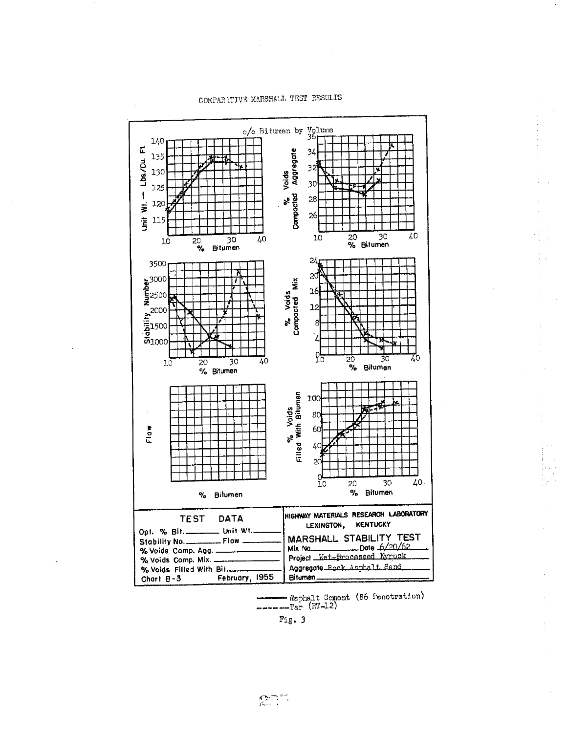COMPARATIVE MARSHALL TEST RESULTS

o/o Bitumen by Volume

| TEST DATA | |
|---|---|
| Opt. % Bit. ________ | Unit Wt. ________ |
| Stability No. ________ | Flow ________ |
| % Voids Comp. Agg. ________ | |
| % Voids Comp. Mix. ________ | |
| % Voids Filled With Bit. ________ | |
| Chart B-3 | February, 1955 |

HIGHWAY MATERIALS RESEARCH LABORATORY
LEXINGTON, KENTUCKY

MARSHALL STABILITY TEST

Mix No. ________ Date 6/20/62

Project Wet-Processed Kyrock

Aggregate Rock Asphalt Sand

Bitumen ________

——— Asphalt Cement (86 Penetration)

- - - - Tar (RT-12)

Fig. 3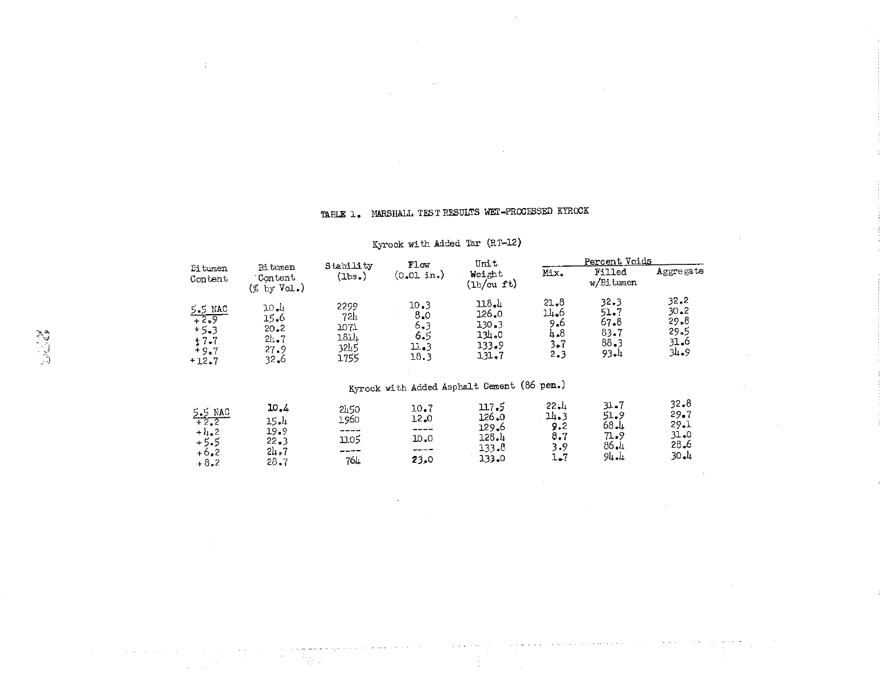## TABLE 1. MARSHALL TEST RESULTS WET-PROCESSED KYROCK

### Kyrock with Added Tar (RT-12)

| Bitumen Content | Bitumen Content (% by Vol.) | Stability (lbs.) | Flow (0.01 in.) | Unit Weight (lb/cu ft) | Percent Voids | | |
|---|---|---|---|---|---|---|---|
| | | | | | Mix. | Filled w/Bitumen | Aggregate |
| 5.5 NAC | 10.4 | 2299 | 10.3 | 118.4 | 21.8 | 32.3 | 32.2 |
| +2.9 | 15.6 | 724 | 8.0 | 126.0 | 14.6 | 51.7 | 30.2 |
| +5.3 | 20.2 | 1071 | 6.3 | 130.3 | 9.6 | 67.8 | 29.8 |
| +7.7 | 24.7 | 1814 | 6.5 | 134.0 | 4.8 | 83.7 | 29.5 |
| +9.7 | 27.9 | 3245 | 11.3 | 133.9 | 3.7 | 88.3 | 31.6 |
| +12.7 | 32.6 | 1755 | 18.3 | 131.7 | 2.3 | 93.4 | 34.9 |

### Kyrock with Added Asphalt Cement (86 pen.)

| Bitumen Content | Bitumen Content (% by Vol.) | Stability (lbs.) | Flow (0.01 in.) | Unit Weight (lb/cu ft) | Percent Voids | | |
|---|---|---|---|---|---|---|---|
| | | | | | Mix. | Filled w/Bitumen | Aggregate |
| 5.5 NAC | 10.4 | 2450 | 10.7 | 117.5 | 22.4 | 31.7 | 32.8 |
| +2.2 | 15.4 | 1960 | 12.0 | 126.0 | 14.3 | 51.9 | 29.7 |
| +4.2 | 19.9 | ---- | ---- | 129.6 | 9.2 | 68.4 | 29.1 |
| +5.5 | 22.3 | 1105 | 10.0 | 128.4 | 8.7 | 71.9 | 31.0 |
| +6.2 | 24.7 | ---- | ---- | 133.8 | 3.9 | 86.4 | 28.6 |
| +8.2 | 28.7 | 764 | 23.0 | 133.0 | 1.7 | 94.4 | 30.4 |